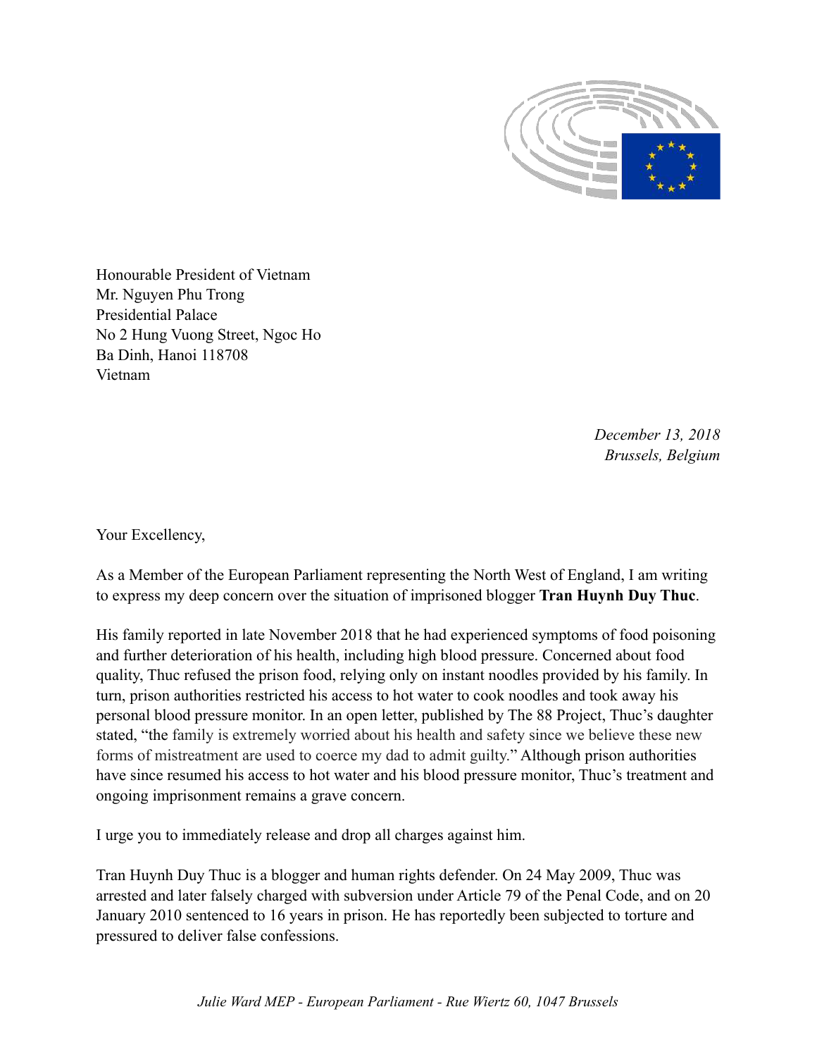Honourable President of Vietnam
Mr. Nguyen Phu Trong
Presidential Palace
No 2 Hung Vuong Street, Ngoc Ho
Ba Dinh, Hanoi 118708
Vietnam

*December 13, 2018*
*Brussels, Belgium*

Your Excellency,

As a Member of the European Parliament representing the North West of England, I am writing to express my deep concern over the situation of imprisoned blogger **Tran Huynh Duy Thuc**.

His family reported in late November 2018 that he had experienced symptoms of food poisoning and further deterioration of his health, including high blood pressure. Concerned about food quality, Thuc refused the prison food, relying only on instant noodles provided by his family. In turn, prison authorities restricted his access to hot water to cook noodles and took away his personal blood pressure monitor. In an open letter, published by The 88 Project, Thuc's daughter stated, "the family is extremely worried about his health and safety since we believe these new forms of mistreatment are used to coerce my dad to admit guilty." Although prison authorities have since resumed his access to hot water and his blood pressure monitor, Thuc's treatment and ongoing imprisonment remains a grave concern.

I urge you to immediately release and drop all charges against him.

Tran Huynh Duy Thuc is a blogger and human rights defender. On 24 May 2009, Thuc was arrested and later falsely charged with subversion under Article 79 of the Penal Code, and on 20 January 2010 sentenced to 16 years in prison. He has reportedly been subjected to torture and pressured to deliver false confessions.

*Julie Ward MEP - European Parliament - Rue Wiertz 60, 1047 Brussels*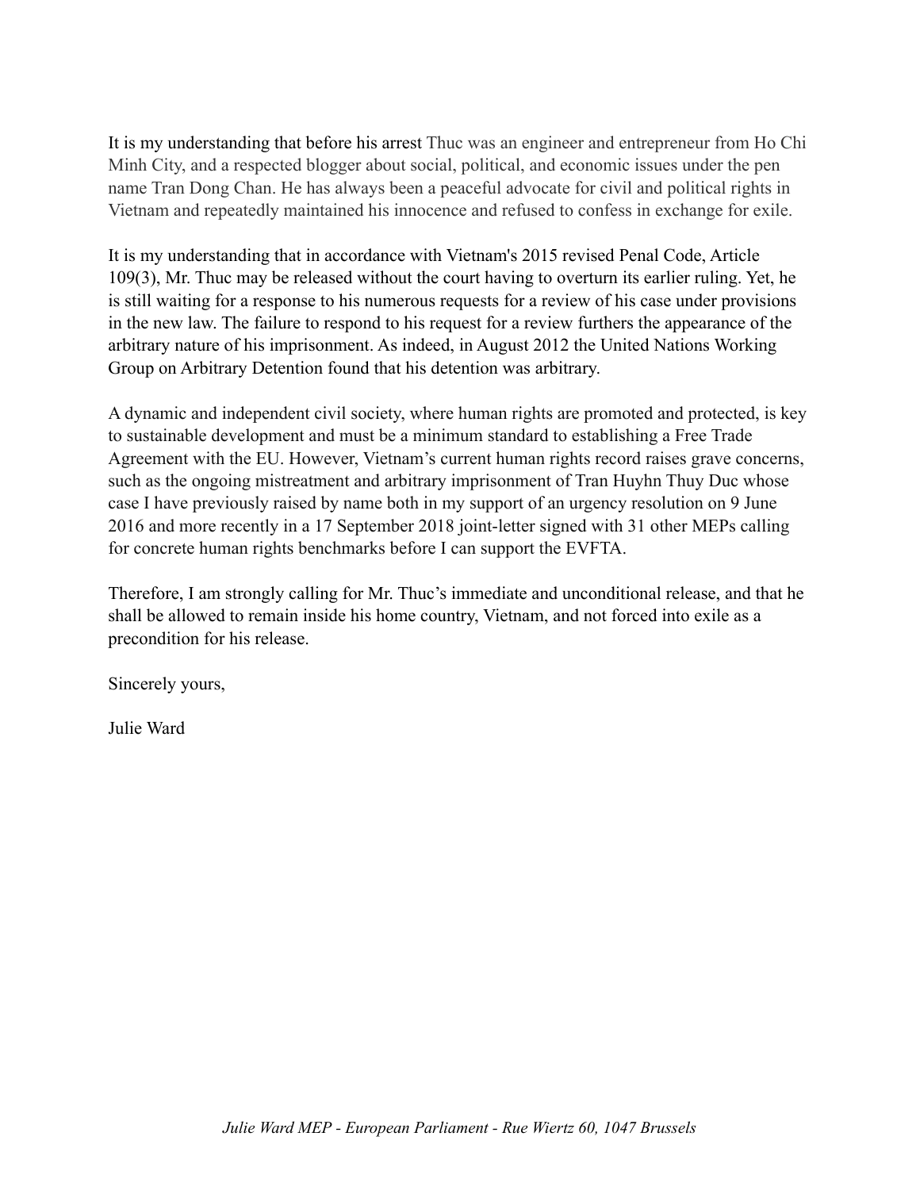It is my understanding that before his arrest Thuc was an engineer and entrepreneur from Ho Chi Minh City, and a respected blogger about social, political, and economic issues under the pen name Tran Dong Chan. He has always been a peaceful advocate for civil and political rights in Vietnam and repeatedly maintained his innocence and refused to confess in exchange for exile.

It is my understanding that in accordance with Vietnam's 2015 revised Penal Code, Article 109(3), Mr. Thuc may be released without the court having to overturn its earlier ruling. Yet, he is still waiting for a response to his numerous requests for a review of his case under provisions in the new law. The failure to respond to his request for a review furthers the appearance of the arbitrary nature of his imprisonment. As indeed, in August 2012 the United Nations Working Group on Arbitrary Detention found that his detention was arbitrary.

A dynamic and independent civil society, where human rights are promoted and protected, is key to sustainable development and must be a minimum standard to establishing a Free Trade Agreement with the EU. However, Vietnam's current human rights record raises grave concerns, such as the ongoing mistreatment and arbitrary imprisonment of Tran Huyhn Thuy Duc whose case I have previously raised by name both in my support of an urgency resolution on 9 June 2016 and more recently in a 17 September 2018 joint-letter signed with 31 other MEPs calling for concrete human rights benchmarks before I can support the EVFTA.

Therefore, I am strongly calling for Mr. Thuc's immediate and unconditional release, and that he shall be allowed to remain inside his home country, Vietnam, and not forced into exile as a precondition for his release.

Sincerely yours,

Julie Ward

*Julie Ward MEP - European Parliament - Rue Wiertz 60, 1047 Brussels*